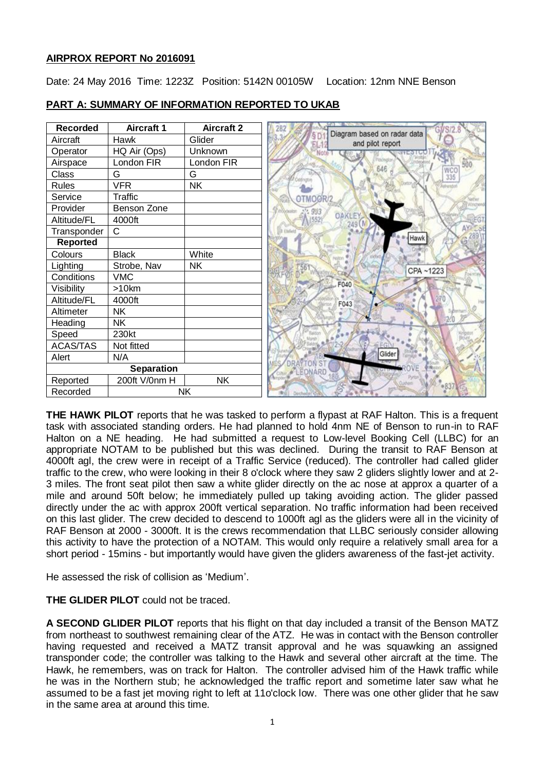**AIRPROX REPORT No 2016091**

Date: 24 May 2016 Time: 1223Z Position: 5142N 00105W Location: 12nm NNE Benson

**PART A: SUMMARY OF INFORMATION REPORTED TO UKAB**

| Recorded | Aircraft 1 | Aircraft 2 |
|---|---|---|
| Aircraft | Hawk | Glider |
| Operator | HQ Air (Ops) | Unknown |
| Airspace | London FIR | London FIR |
| Class | G | G |
| Rules | VFR | NK |
| Service | Traffic | |
| Provider | Benson Zone | |
| Altitude/FL | 4000ft | |
| Transponder | C | |
| **Reported** | | |
| Colours | Black | White |
| Lighting | Strobe, Nav | NK |
| Conditions | VMC | |
| Visibility | >10km | |
| Altitude/FL | 4000ft | |
| Altimeter | NK | |
| Heading | NK | |
| Speed | 230kt | |
| ACAS/TAS | Not fitted | |
| Alert | N/A | |
| **Separation** | | |
| Reported | 200ft V/0nm H | NK |
| Recorded | NK | |

Diagram based on radar data and pilot report

Hawk

CPA ~1223

F040

F043

Glider

**THE HAWK PILOT** reports that he was tasked to perform a flypast at RAF Halton. This is a frequent task with associated standing orders. He had planned to hold 4nm NE of Benson to run-in to RAF Halton on a NE heading. He had submitted a request to Low-level Booking Cell (LLBC) for an appropriate NOTAM to be published but this was declined. During the transit to RAF Benson at 4000ft agl, the crew were in receipt of a Traffic Service (reduced). The controller had called glider traffic to the crew, who were looking in their 8 o'clock where they saw 2 gliders slightly lower and at 2-3 miles. The front seat pilot then saw a white glider directly on the ac nose at approx a quarter of a mile and around 50ft below; he immediately pulled up taking avoiding action. The glider passed directly under the ac with approx 200ft vertical separation. No traffic information had been received on this last glider. The crew decided to descend to 1000ft agl as the gliders were all in the vicinity of RAF Benson at 2000 - 3000ft. It is the crews recommendation that LLBC seriously consider allowing this activity to have the protection of a NOTAM. This would only require a relatively small area for a short period - 15mins - but importantly would have given the gliders awareness of the fast-jet activity.

He assessed the risk of collision as 'Medium'.

**THE GLIDER PILOT** could not be traced.

**A SECOND GLIDER PILOT** reports that his flight on that day included a transit of the Benson MATZ from northeast to southwest remaining clear of the ATZ. He was in contact with the Benson controller having requested and received a MATZ transit approval and he was squawking an assigned transponder code; the controller was talking to the Hawk and several other aircraft at the time. The Hawk, he remembers, was on track for Halton. The controller advised him of the Hawk traffic while he was in the Northern stub; he acknowledged the traffic report and sometime later saw what he assumed to be a fast jet moving right to left at 11o'clock low. There was one other glider that he saw in the same area at around this time.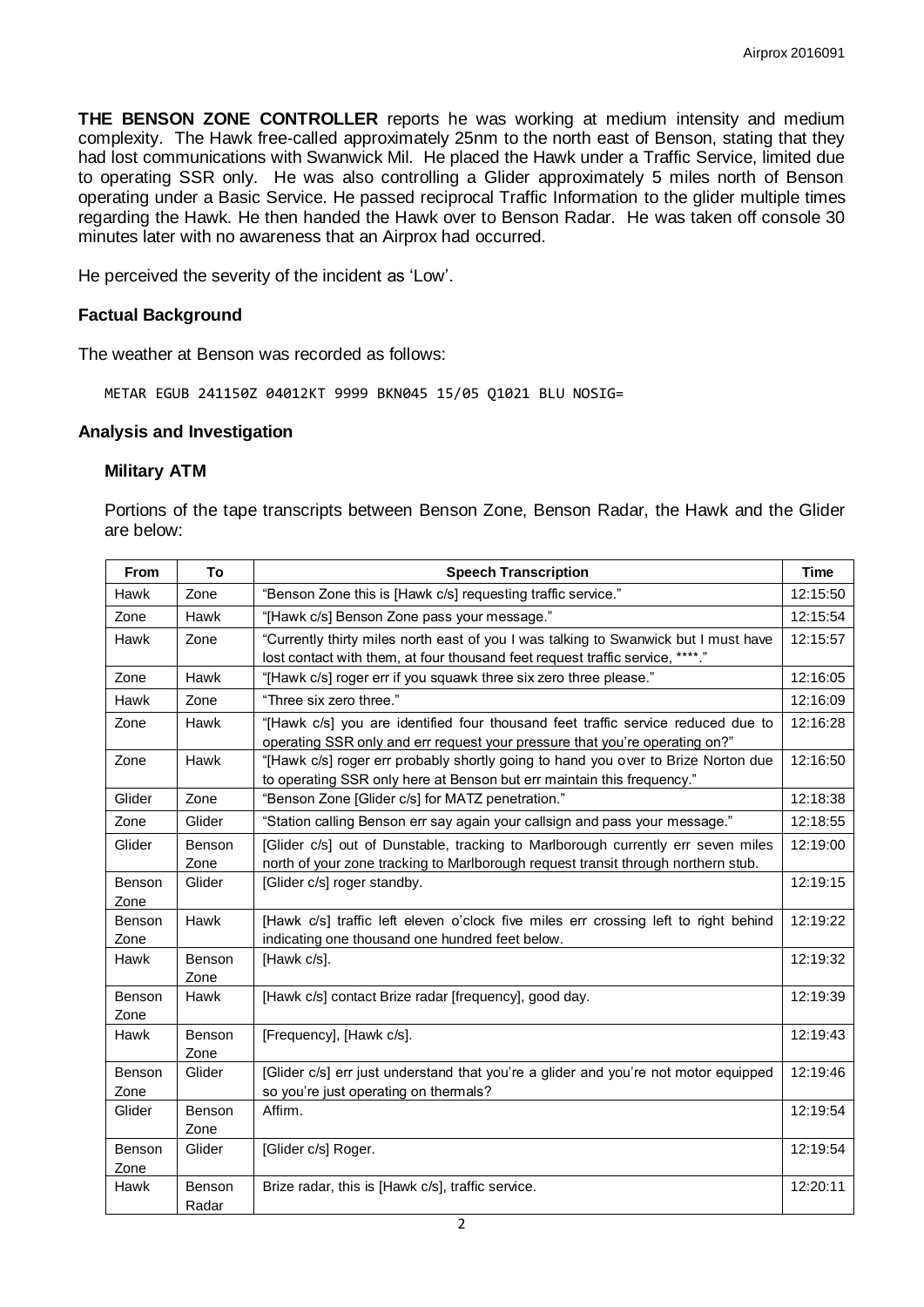**THE BENSON ZONE CONTROLLER** reports he was working at medium intensity and medium complexity. The Hawk free-called approximately 25nm to the north east of Benson, stating that they had lost communications with Swanwick Mil. He placed the Hawk under a Traffic Service, limited due to operating SSR only. He was also controlling a Glider approximately 5 miles north of Benson operating under a Basic Service. He passed reciprocal Traffic Information to the glider multiple times regarding the Hawk. He then handed the Hawk over to Benson Radar. He was taken off console 30 minutes later with no awareness that an Airprox had occurred.

He perceived the severity of the incident as 'Low'.

### Factual Background

The weather at Benson was recorded as follows:

```
METAR EGUB 241150Z 04012KT 9999 BKN045 15/05 Q1021 BLU NOSIG=
```

### Analysis and Investigation

#### Military ATM

Portions of the tape transcripts between Benson Zone, Benson Radar, the Hawk and the Glider are below:

| From | To | Speech Transcription | Time |
|---|---|---|---|
| Hawk | Zone | "Benson Zone this is [Hawk c/s] requesting traffic service." | 12:15:50 |
| Zone | Hawk | "[Hawk c/s] Benson Zone pass your message." | 12:15:54 |
| Hawk | Zone | "Currently thirty miles north east of you I was talking to Swanwick but I must have lost contact with them, at four thousand feet request traffic service, ****." | 12:15:57 |
| Zone | Hawk | "[Hawk c/s] roger err if you squawk three six zero three please." | 12:16:05 |
| Hawk | Zone | "Three six zero three." | 12:16:09 |
| Zone | Hawk | "[Hawk c/s] you are identified four thousand feet traffic service reduced due to operating SSR only and err request your pressure that you're operating on?" | 12:16:28 |
| Zone | Hawk | "[Hawk c/s] roger err probably shortly going to hand you over to Brize Norton due to operating SSR only here at Benson but err maintain this frequency." | 12:16:50 |
| Glider | Zone | "Benson Zone [Glider c/s] for MATZ penetration." | 12:18:38 |
| Zone | Glider | "Station calling Benson err say again your callsign and pass your message." | 12:18:55 |
| Glider | Benson Zone | [Glider c/s] out of Dunstable, tracking to Marlborough currently err seven miles north of your zone tracking to Marlborough request transit through northern stub. | 12:19:00 |
| Benson Zone | Glider | [Glider c/s] roger standby. | 12:19:15 |
| Benson Zone | Hawk | [Hawk c/s] traffic left eleven o'clock five miles err crossing left to right behind indicating one thousand one hundred feet below. | 12:19:22 |
| Hawk | Benson Zone | [Hawk c/s]. | 12:19:32 |
| Benson Zone | Hawk | [Hawk c/s] contact Brize radar [frequency], good day. | 12:19:39 |
| Hawk | Benson Zone | [Frequency], [Hawk c/s]. | 12:19:43 |
| Benson Zone | Glider | [Glider c/s] err just understand that you're a glider and you're not motor equipped so you're just operating on thermals? | 12:19:46 |
| Glider | Benson Zone | Affirm. | 12:19:54 |
| Benson Zone | Glider | [Glider c/s] Roger. | 12:19:54 |
| Hawk | Benson Radar | Brize radar, this is [Hawk c/s], traffic service. | 12:20:11 |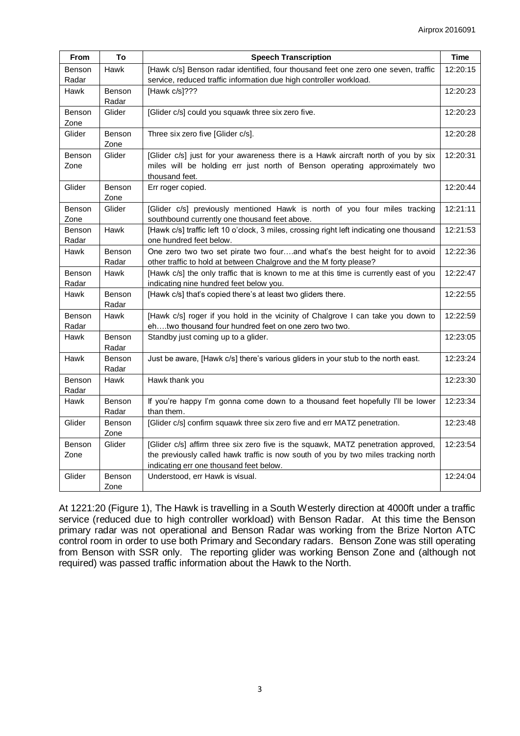| From | To | Speech Transcription | Time |
|---|---|---|---|
| Benson Radar | Hawk | [Hawk c/s] Benson radar identified, four thousand feet one zero one seven, traffic service, reduced traffic information due high controller workload. | 12:20:15 |
| Hawk | Benson Radar | [Hawk c/s]??? | 12:20:23 |
| Benson Zone | Glider | [Glider c/s] could you squawk three six zero five. | 12:20:23 |
| Glider | Benson Zone | Three six zero five [Glider c/s]. | 12:20:28 |
| Benson Zone | Glider | [Glider c/s] just for your awareness there is a Hawk aircraft north of you by six miles will be holding err just north of Benson operating approximately two thousand feet. | 12:20:31 |
| Glider | Benson Zone | Err roger copied. | 12:20:44 |
| Benson Zone | Glider | [Glider c/s] previously mentioned Hawk is north of you four miles tracking southbound currently one thousand feet above. | 12:21:11 |
| Benson Radar | Hawk | [Hawk c/s] traffic left 10 o'clock, 3 miles, crossing right left indicating one thousand one hundred feet below. | 12:21:53 |
| Hawk | Benson Radar | One zero two two set pirate two four….and what's the best height for to avoid other traffic to hold at between Chalgrove and the M forty please? | 12:22:36 |
| Benson Radar | Hawk | [Hawk c/s] the only traffic that is known to me at this time is currently east of you indicating nine hundred feet below you. | 12:22:47 |
| Hawk | Benson Radar | [Hawk c/s] that's copied there's at least two gliders there. | 12:22:55 |
| Benson Radar | Hawk | [Hawk c/s] roger if you hold in the vicinity of Chalgrove I can take you down to eh….two thousand four hundred feet on one zero two two. | 12:22:59 |
| Hawk | Benson Radar | Standby just coming up to a glider. | 12:23:05 |
| Hawk | Benson Radar | Just be aware, [Hawk c/s] there's various gliders in your stub to the north east. | 12:23:24 |
| Benson Radar | Hawk | Hawk thank you | 12:23:30 |
| Hawk | Benson Radar | If you're happy I'm gonna come down to a thousand feet hopefully I'll be lower than them. | 12:23:34 |
| Glider | Benson Zone | [Glider c/s] confirm squawk three six zero five and err MATZ penetration. | 12:23:48 |
| Benson Zone | Glider | [Glider c/s] affirm three six zero five is the squawk, MATZ penetration approved, the previously called hawk traffic is now south of you by two miles tracking north indicating err one thousand feet below. | 12:23:54 |
| Glider | Benson Zone | Understood, err Hawk is visual. | 12:24:04 |

At 1221:20 (Figure 1), The Hawk is travelling in a South Westerly direction at 4000ft under a traffic service (reduced due to high controller workload) with Benson Radar. At this time the Benson primary radar was not operational and Benson Radar was working from the Brize Norton ATC control room in order to use both Primary and Secondary radars. Benson Zone was still operating from Benson with SSR only. The reporting glider was working Benson Zone and (although not required) was passed traffic information about the Hawk to the North.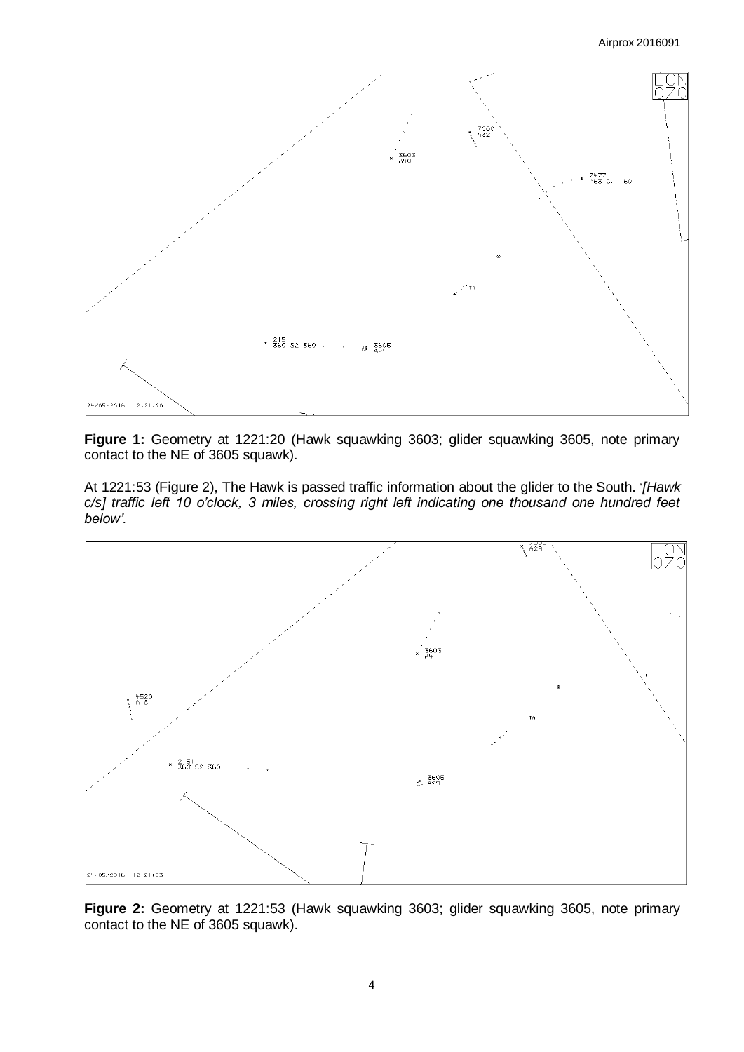**Figure 1:** Geometry at 1221:20 (Hawk squawking 3603; glider squawking 3605, note primary contact to the NE of 3605 squawk).

At 1221:53 (Figure 2), The Hawk is passed traffic information about the glider to the South. '*[Hawk c/s] traffic left 10 o'clock, 3 miles, crossing right left indicating one thousand one hundred feet below'.*

**Figure 2:** Geometry at 1221:53 (Hawk squawking 3603; glider squawking 3605, note primary contact to the NE of 3605 squawk).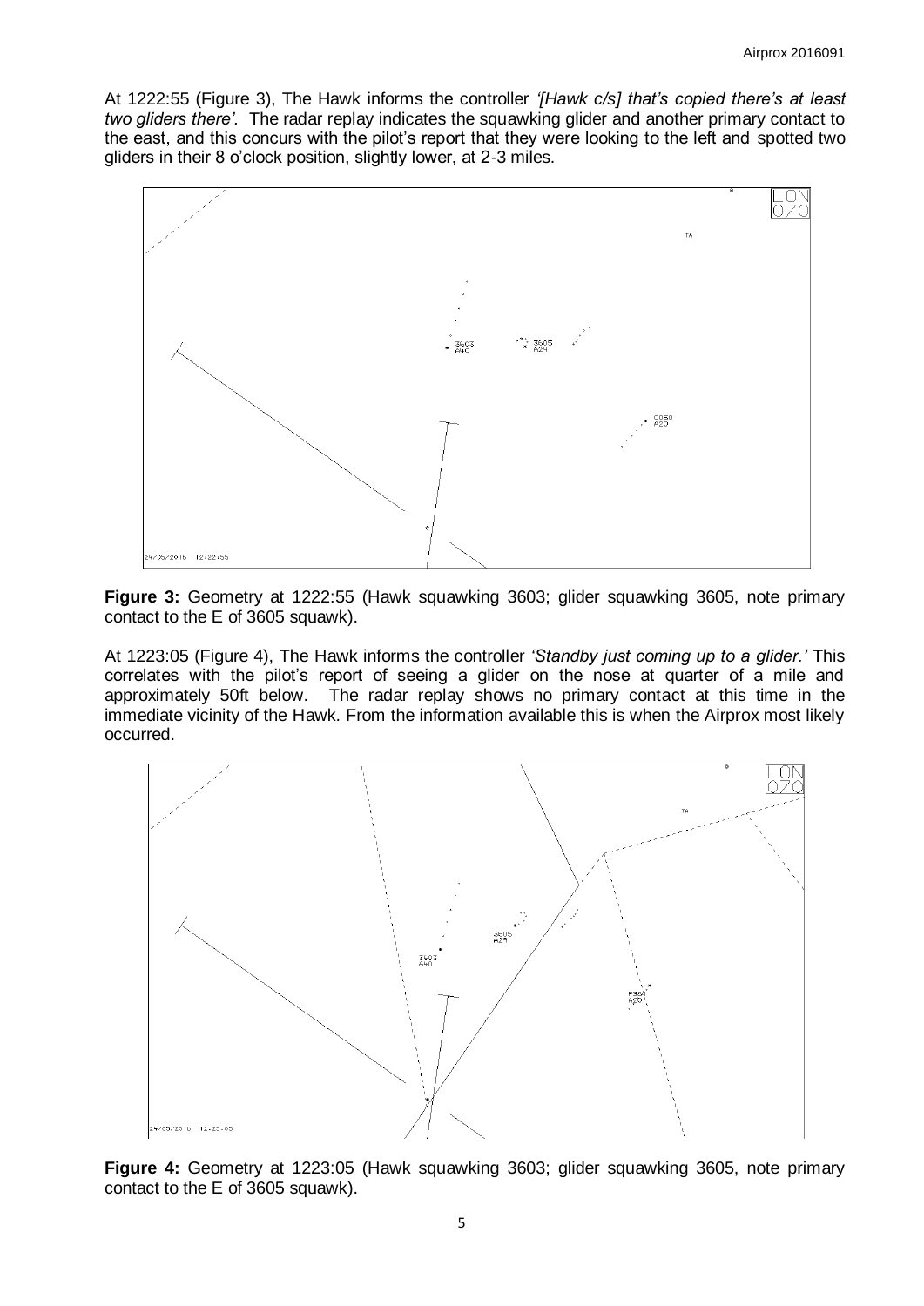At 1222:55 (Figure 3), The Hawk informs the controller *'[Hawk c/s] that's copied there's at least two gliders there'.* The radar replay indicates the squawking glider and another primary contact to the east, and this concurs with the pilot's report that they were looking to the left and spotted two gliders in their 8 o'clock position, slightly lower, at 2-3 miles.

LON
070

TA

3603
A40

3605
A29

0050
A20

24/05/2016 12:22:55

**Figure 3:** Geometry at 1222:55 (Hawk squawking 3603; glider squawking 3605, note primary contact to the E of 3605 squawk).

At 1223:05 (Figure 4), The Hawk informs the controller *'Standby just coming up to a glider.'* This correlates with the pilot's report of seeing a glider on the nose at quarter of a mile and approximately 50ft below. The radar replay shows no primary contact at this time in the immediate vicinity of the Hawk. From the information available this is when the Airprox most likely occurred.

LON
070

TA

3605
A29

3603
A40

P36X
A20

24/05/2016 12:23:05

**Figure 4:** Geometry at 1223:05 (Hawk squawking 3603; glider squawking 3605, note primary contact to the E of 3605 squawk).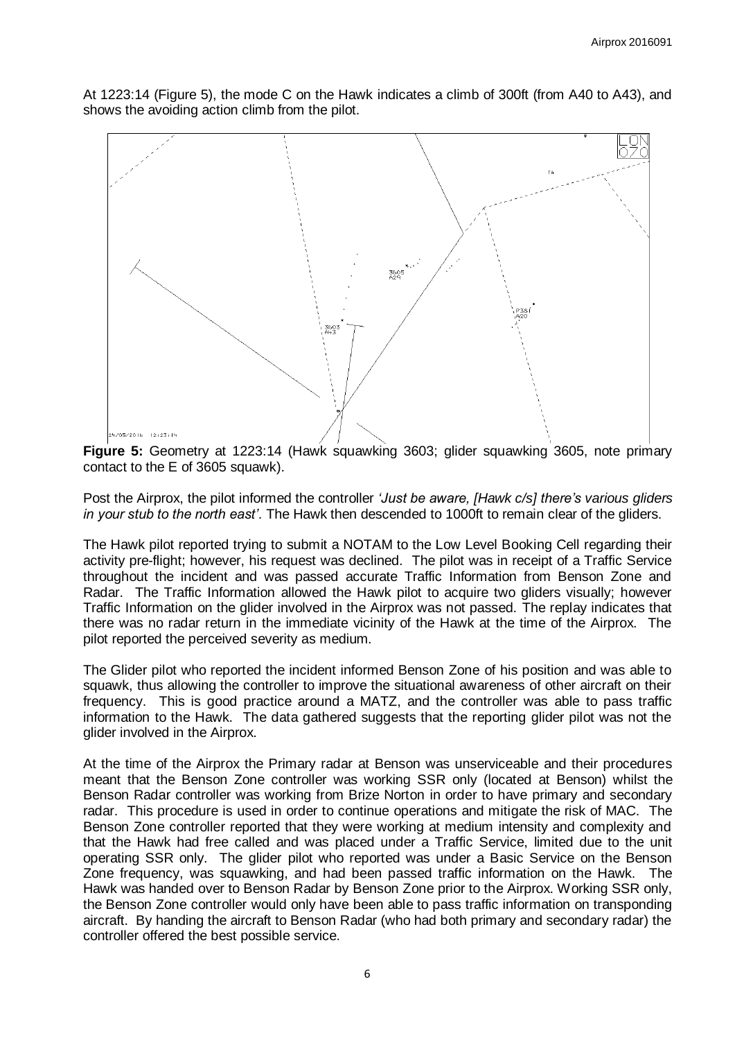At 1223:14 (Figure 5), the mode C on the Hawk indicates a climb of 300ft (from A40 to A43), and shows the avoiding action climb from the pilot.

LON
070

3605
A29

3603
A43

P38I
A20

24/05/2016 12:23:14

**Figure 5:** Geometry at 1223:14 (Hawk squawking 3603; glider squawking 3605, note primary contact to the E of 3605 squawk).

Post the Airprox, the pilot informed the controller *'Just be aware, [Hawk c/s] there's various gliders in your stub to the north east'*. The Hawk then descended to 1000ft to remain clear of the gliders.

The Hawk pilot reported trying to submit a NOTAM to the Low Level Booking Cell regarding their activity pre-flight; however, his request was declined. The pilot was in receipt of a Traffic Service throughout the incident and was passed accurate Traffic Information from Benson Zone and Radar. The Traffic Information allowed the Hawk pilot to acquire two gliders visually; however Traffic Information on the glider involved in the Airprox was not passed. The replay indicates that there was no radar return in the immediate vicinity of the Hawk at the time of the Airprox. The pilot reported the perceived severity as medium.

The Glider pilot who reported the incident informed Benson Zone of his position and was able to squawk, thus allowing the controller to improve the situational awareness of other aircraft on their frequency. This is good practice around a MATZ, and the controller was able to pass traffic information to the Hawk. The data gathered suggests that the reporting glider pilot was not the glider involved in the Airprox.

At the time of the Airprox the Primary radar at Benson was unserviceable and their procedures meant that the Benson Zone controller was working SSR only (located at Benson) whilst the Benson Radar controller was working from Brize Norton in order to have primary and secondary radar. This procedure is used in order to continue operations and mitigate the risk of MAC. The Benson Zone controller reported that they were working at medium intensity and complexity and that the Hawk had free called and was placed under a Traffic Service, limited due to the unit operating SSR only. The glider pilot who reported was under a Basic Service on the Benson Zone frequency, was squawking, and had been passed traffic information on the Hawk. The Hawk was handed over to Benson Radar by Benson Zone prior to the Airprox. Working SSR only, the Benson Zone controller would only have been able to pass traffic information on transponding aircraft. By handing the aircraft to Benson Radar (who had both primary and secondary radar) the controller offered the best possible service.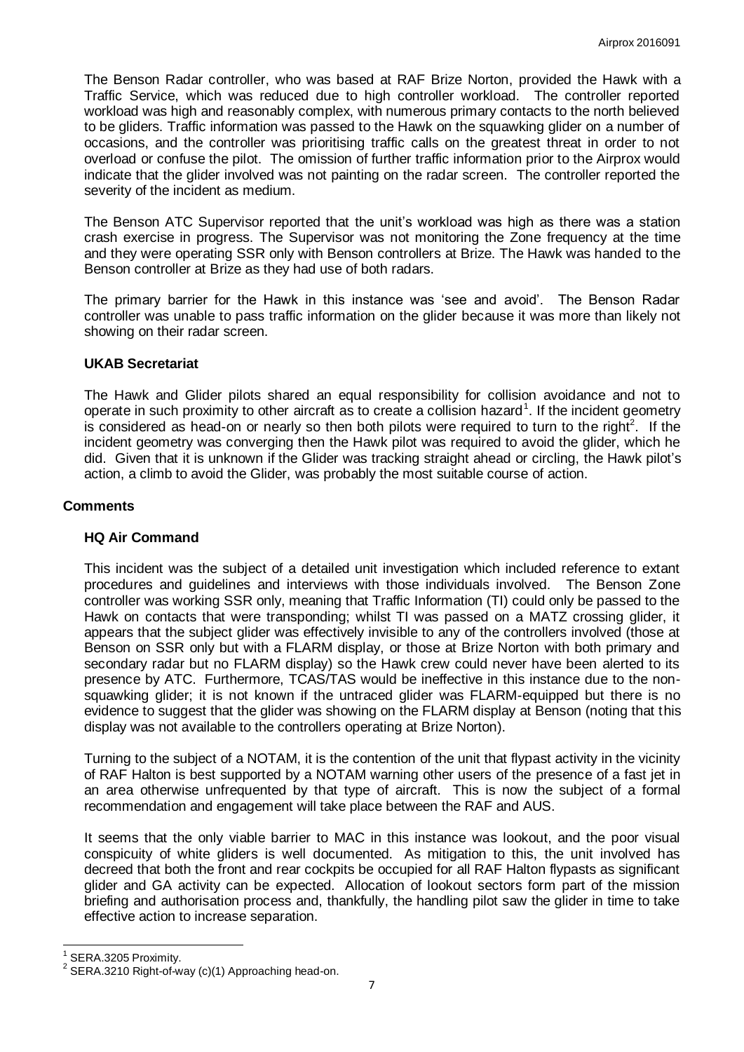The Benson Radar controller, who was based at RAF Brize Norton, provided the Hawk with a Traffic Service, which was reduced due to high controller workload. The controller reported workload was high and reasonably complex, with numerous primary contacts to the north believed to be gliders. Traffic information was passed to the Hawk on the squawking glider on a number of occasions, and the controller was prioritising traffic calls on the greatest threat in order to not overload or confuse the pilot. The omission of further traffic information prior to the Airprox would indicate that the glider involved was not painting on the radar screen. The controller reported the severity of the incident as medium.

The Benson ATC Supervisor reported that the unit's workload was high as there was a station crash exercise in progress. The Supervisor was not monitoring the Zone frequency at the time and they were operating SSR only with Benson controllers at Brize. The Hawk was handed to the Benson controller at Brize as they had use of both radars.

The primary barrier for the Hawk in this instance was 'see and avoid'. The Benson Radar controller was unable to pass traffic information on the glider because it was more than likely not showing on their radar screen.

### UKAB Secretariat

The Hawk and Glider pilots shared an equal responsibility for collision avoidance and not to operate in such proximity to other aircraft as to create a collision hazard[1]. If the incident geometry is considered as head-on or nearly so then both pilots were required to turn to the right[2]. If the incident geometry was converging then the Hawk pilot was required to avoid the glider, which he did. Given that it is unknown if the Glider was tracking straight ahead or circling, the Hawk pilot's action, a climb to avoid the Glider, was probably the most suitable course of action.

## Comments

### HQ Air Command

This incident was the subject of a detailed unit investigation which included reference to extant procedures and guidelines and interviews with those individuals involved. The Benson Zone controller was working SSR only, meaning that Traffic Information (TI) could only be passed to the Hawk on contacts that were transponding; whilst TI was passed on a MATZ crossing glider, it appears that the subject glider was effectively invisible to any of the controllers involved (those at Benson on SSR only but with a FLARM display, or those at Brize Norton with both primary and secondary radar but no FLARM display) so the Hawk crew could never have been alerted to its presence by ATC. Furthermore, TCAS/TAS would be ineffective in this instance due to the non-squawking glider; it is not known if the untraced glider was FLARM-equipped but there is no evidence to suggest that the glider was showing on the FLARM display at Benson (noting that this display was not available to the controllers operating at Brize Norton).

Turning to the subject of a NOTAM, it is the contention of the unit that flypast activity in the vicinity of RAF Halton is best supported by a NOTAM warning other users of the presence of a fast jet in an area otherwise unfrequented by that type of aircraft. This is now the subject of a formal recommendation and engagement will take place between the RAF and AUS.

It seems that the only viable barrier to MAC in this instance was lookout, and the poor visual conspicuity of white gliders is well documented. As mitigation to this, the unit involved has decreed that both the front and rear cockpits be occupied for all RAF Halton flypasts as significant glider and GA activity can be expected. Allocation of lookout sectors form part of the mission briefing and authorisation process and, thankfully, the handling pilot saw the glider in time to take effective action to increase separation.

---

[1] SERA.3205 Proximity.

[2] SERA.3210 Right-of-way (c)(1) Approaching head-on.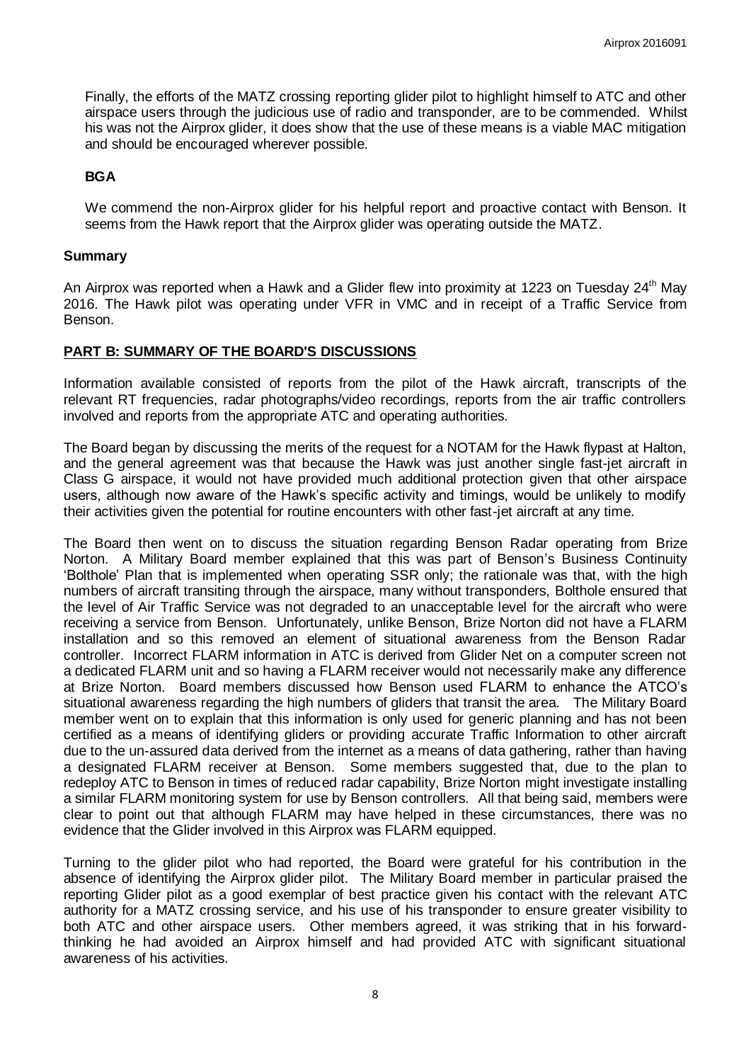Finally, the efforts of the MATZ crossing reporting glider pilot to highlight himself to ATC and other airspace users through the judicious use of radio and transponder, are to be commended. Whilst his was not the Airprox glider, it does show that the use of these means is a viable MAC mitigation and should be encouraged wherever possible.

**BGA**

We commend the non-Airprox glider for his helpful report and proactive contact with Benson. It seems from the Hawk report that the Airprox glider was operating outside the MATZ.

## Summary

An Airprox was reported when a Hawk and a Glider flew into proximity at 1223 on Tuesday 24th May 2016. The Hawk pilot was operating under VFR in VMC and in receipt of a Traffic Service from Benson.

## PART B: SUMMARY OF THE BOARD'S DISCUSSIONS

Information available consisted of reports from the pilot of the Hawk aircraft, transcripts of the relevant RT frequencies, radar photographs/video recordings, reports from the air traffic controllers involved and reports from the appropriate ATC and operating authorities.

The Board began by discussing the merits of the request for a NOTAM for the Hawk flypast at Halton, and the general agreement was that because the Hawk was just another single fast-jet aircraft in Class G airspace, it would not have provided much additional protection given that other airspace users, although now aware of the Hawk's specific activity and timings, would be unlikely to modify their activities given the potential for routine encounters with other fast-jet aircraft at any time.

The Board then went on to discuss the situation regarding Benson Radar operating from Brize Norton. A Military Board member explained that this was part of Benson's Business Continuity 'Bolthole' Plan that is implemented when operating SSR only; the rationale was that, with the high numbers of aircraft transiting through the airspace, many without transponders, Bolthole ensured that the level of Air Traffic Service was not degraded to an unacceptable level for the aircraft who were receiving a service from Benson. Unfortunately, unlike Benson, Brize Norton did not have a FLARM installation and so this removed an element of situational awareness from the Benson Radar controller. Incorrect FLARM information in ATC is derived from Glider Net on a computer screen not a dedicated FLARM unit and so having a FLARM receiver would not necessarily make any difference at Brize Norton. Board members discussed how Benson used FLARM to enhance the ATCO's situational awareness regarding the high numbers of gliders that transit the area. The Military Board member went on to explain that this information is only used for generic planning and has not been certified as a means of identifying gliders or providing accurate Traffic Information to other aircraft due to the un-assured data derived from the internet as a means of data gathering, rather than having a designated FLARM receiver at Benson. Some members suggested that, due to the plan to redeploy ATC to Benson in times of reduced radar capability, Brize Norton might investigate installing a similar FLARM monitoring system for use by Benson controllers. All that being said, members were clear to point out that although FLARM may have helped in these circumstances, there was no evidence that the Glider involved in this Airprox was FLARM equipped.

Turning to the glider pilot who had reported, the Board were grateful for his contribution in the absence of identifying the Airprox glider pilot. The Military Board member in particular praised the reporting Glider pilot as a good exemplar of best practice given his contact with the relevant ATC authority for a MATZ crossing service, and his use of his transponder to ensure greater visibility to both ATC and other airspace users. Other members agreed, it was striking that in his forward-thinking he had avoided an Airprox himself and had provided ATC with significant situational awareness of his activities.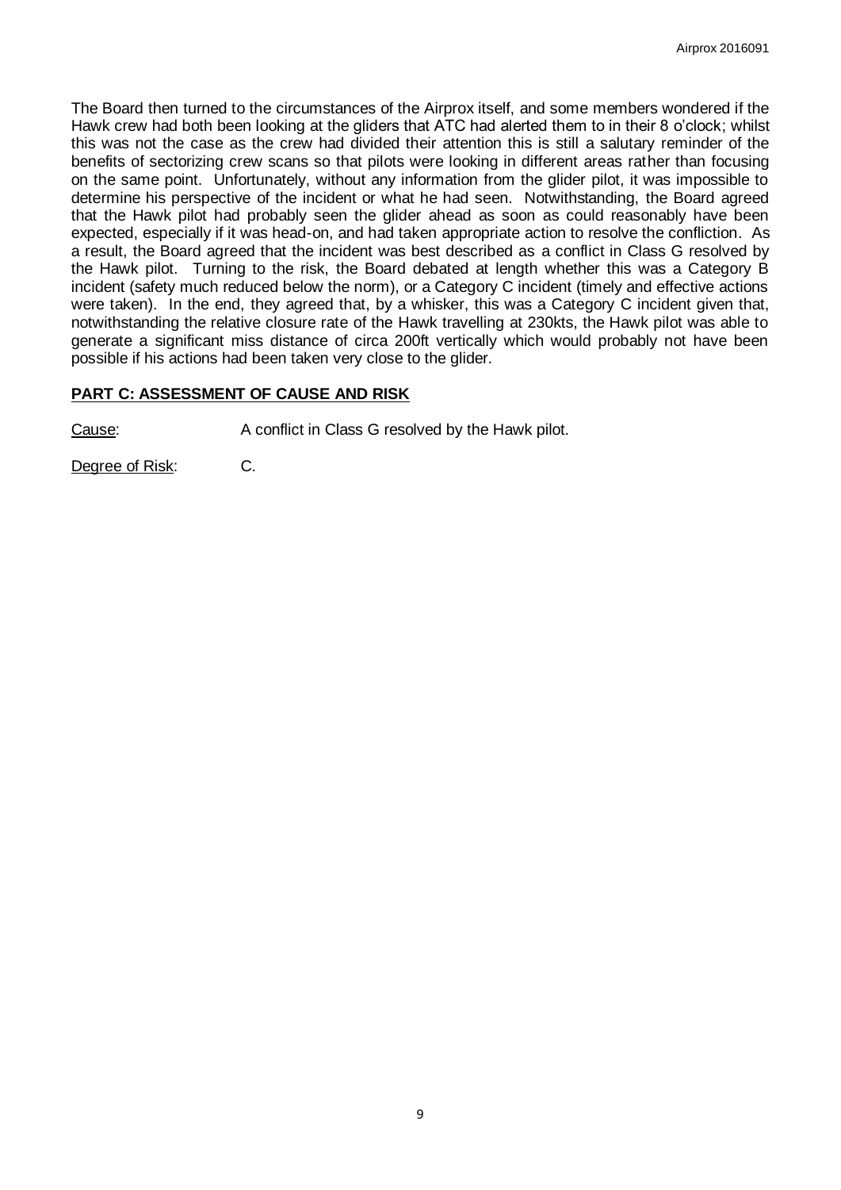The Board then turned to the circumstances of the Airprox itself, and some members wondered if the Hawk crew had both been looking at the gliders that ATC had alerted them to in their 8 o'clock; whilst this was not the case as the crew had divided their attention this is still a salutary reminder of the benefits of sectorizing crew scans so that pilots were looking in different areas rather than focusing on the same point. Unfortunately, without any information from the glider pilot, it was impossible to determine his perspective of the incident or what he had seen. Notwithstanding, the Board agreed that the Hawk pilot had probably seen the glider ahead as soon as could reasonably have been expected, especially if it was head-on, and had taken appropriate action to resolve the confliction. As a result, the Board agreed that the incident was best described as a conflict in Class G resolved by the Hawk pilot. Turning to the risk, the Board debated at length whether this was a Category B incident (safety much reduced below the norm), or a Category C incident (timely and effective actions were taken). In the end, they agreed that, by a whisker, this was a Category C incident given that, notwithstanding the relative closure rate of the Hawk travelling at 230kts, the Hawk pilot was able to generate a significant miss distance of circa 200ft vertically which would probably not have been possible if his actions had been taken very close to the glider.

## PART C: ASSESSMENT OF CAUSE AND RISK

Cause: A conflict in Class G resolved by the Hawk pilot.

Degree of Risk: C.